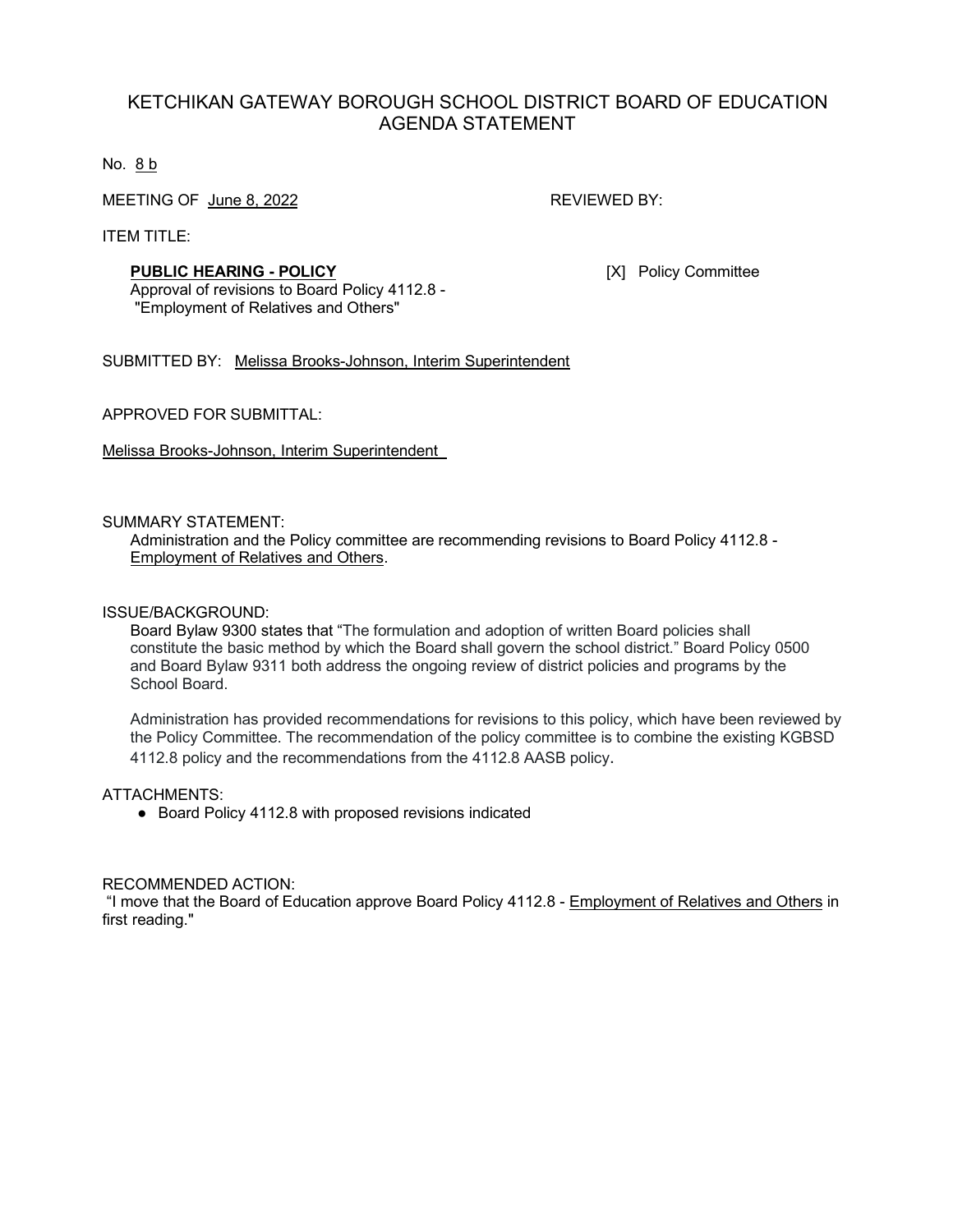# KETCHIKAN GATEWAY BOROUGH SCHOOL DISTRICT BOARD OF EDUCATION AGENDA STATEMENT

No. 8 b

MEETING OF June 8, 2022

REVIEWED BY:

[X] Policy Committee

ITEM TITLE:

**PUBLIC HEARING - POLICY**
Approval of revisions to Board Policy 4112.8 - "Employment of Relatives and Others"

SUBMITTED BY: Melissa Brooks-Johnson, Interim Superintendent

APPROVED FOR SUBMITTAL:

Melissa Brooks-Johnson, Interim Superintendent

SUMMARY STATEMENT:

Administration and the Policy committee are recommending revisions to Board Policy 4112.8 - Employment of Relatives and Others.

ISSUE/BACKGROUND:

Board Bylaw 9300 states that "The formulation and adoption of written Board policies shall constitute the basic method by which the Board shall govern the school district." Board Policy 0500 and Board Bylaw 9311 both address the ongoing review of district policies and programs by the School Board.

Administration has provided recommendations for revisions to this policy, which have been reviewed by the Policy Committee. The recommendation of the policy committee is to combine the existing KGBSD 4112.8 policy and the recommendations from the 4112.8 AASB policy.

ATTACHMENTS:

- Board Policy 4112.8 with proposed revisions indicated

RECOMMENDED ACTION:

"I move that the Board of Education approve Board Policy 4112.8 - Employment of Relatives and Others in first reading."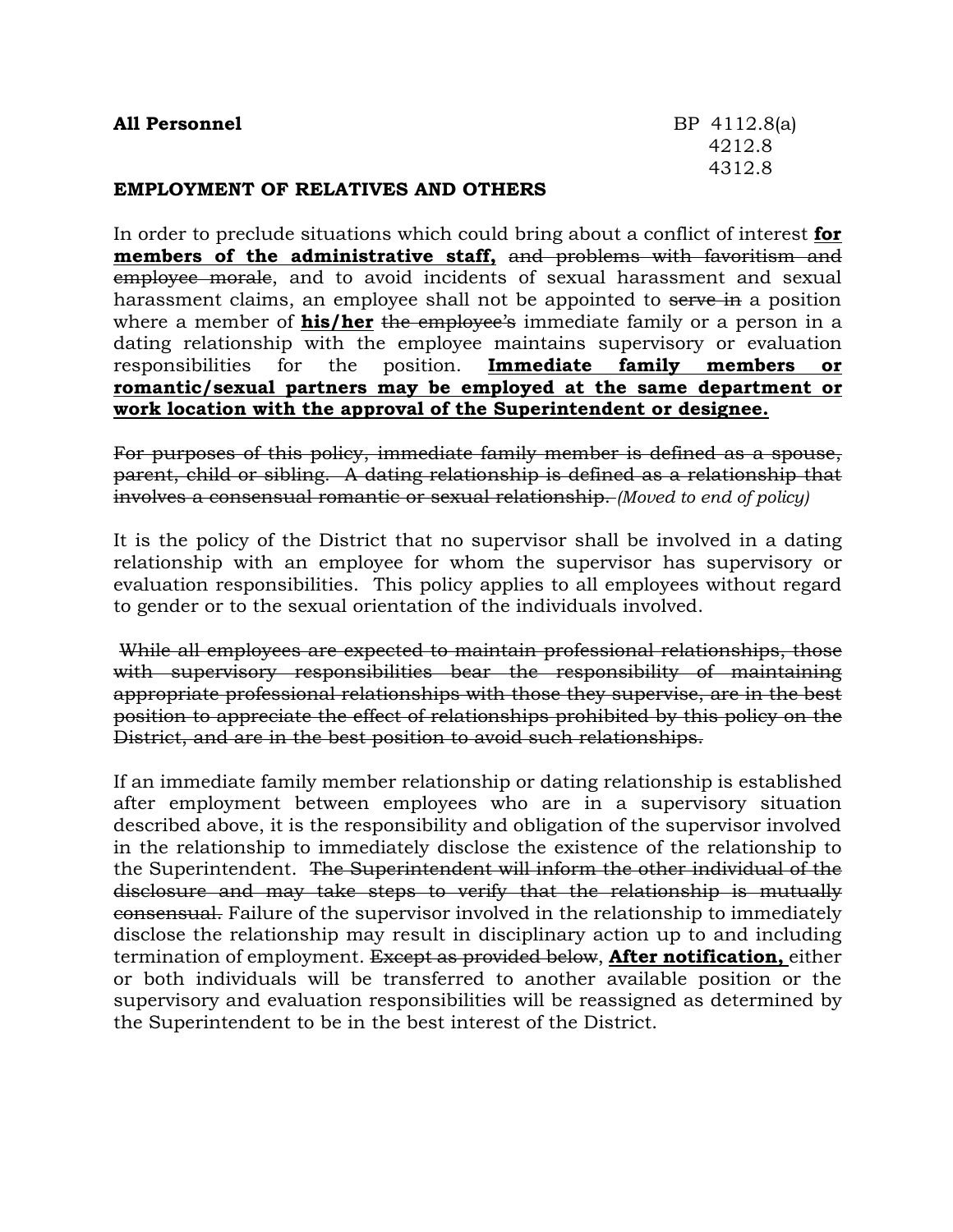**All Personnel** BP 4112.8(a)
4212.8
4312.8

**EMPLOYMENT OF RELATIVES AND OTHERS**

In order to preclude situations which could bring about a conflict of interest **for members of the administrative staff,** ~~and problems with favoritism and employee morale~~, and to avoid incidents of sexual harassment and sexual harassment claims, an employee shall not be appointed to ~~serve in~~ a position where a member of **his/her** ~~the employee's~~ immediate family or a person in a dating relationship with the employee maintains supervisory or evaluation responsibilities for the position. **Immediate family members or romantic/sexual partners may be employed at the same department or work location with the approval of the Superintendent or designee.**

~~For purposes of this policy, immediate family member is defined as a spouse, parent, child or sibling. A dating relationship is defined as a relationship that involves a consensual romantic or sexual relationship.~~ *(Moved to end of policy)*

It is the policy of the District that no supervisor shall be involved in a dating relationship with an employee for whom the supervisor has supervisory or evaluation responsibilities. This policy applies to all employees without regard to gender or to the sexual orientation of the individuals involved.

~~While all employees are expected to maintain professional relationships, those with supervisory responsibilities bear the responsibility of maintaining appropriate professional relationships with those they supervise, are in the best position to appreciate the effect of relationships prohibited by this policy on the District, and are in the best position to avoid such relationships.~~

If an immediate family member relationship or dating relationship is established after employment between employees who are in a supervisory situation described above, it is the responsibility and obligation of the supervisor involved in the relationship to immediately disclose the existence of the relationship to the Superintendent. ~~The Superintendent will inform the other individual of the disclosure and may take steps to verify that the relationship is mutually consensual.~~ Failure of the supervisor involved in the relationship to immediately disclose the relationship may result in disciplinary action up to and including termination of employment. ~~Except as provided below~~, **After notification,** either or both individuals will be transferred to another available position or the supervisory and evaluation responsibilities will be reassigned as determined by the Superintendent to be in the best interest of the District.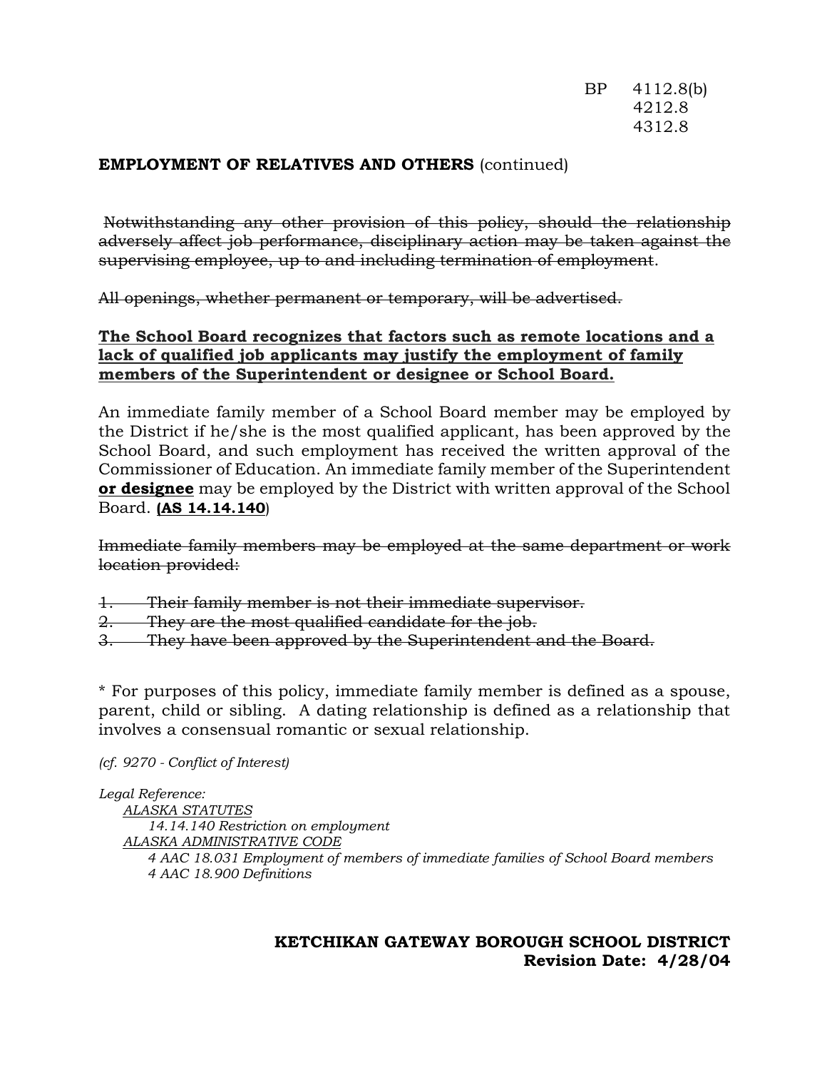BP 4112.8(b)
4212.8
4312.8

**EMPLOYMENT OF RELATIVES AND OTHERS** (continued)

~~Notwithstanding any other provision of this policy, should the relationship adversely affect job performance, disciplinary action may be taken against the supervising employee, up to and including termination of employment~~.

~~All openings, whether permanent or temporary, will be advertised.~~

<u>**The School Board recognizes that factors such as remote locations and a lack of qualified job applicants may justify the employment of family members of the Superintendent or designee or School Board.**</u>

An immediate family member of a School Board member may be employed by the District if he/she is the most qualified applicant, has been approved by the School Board, and such employment has received the written approval of the Commissioner of Education. An immediate family member of the Superintendent <u>**or designee**</u> may be employed by the District with written approval of the School Board. <u>**(AS 14.14.140**</u>)

~~Immediate family members may be employed at the same department or work location provided:~~

~~1. Their family member is not their immediate supervisor.~~
~~2. They are the most qualified candidate for the job.~~
~~3. They have been approved by the Superintendent and the Board.~~

* For purposes of this policy, immediate family member is defined as a spouse, parent, child or sibling. A dating relationship is defined as a relationship that involves a consensual romantic or sexual relationship.

*(cf. 9270 - Conflict of Interest)*

*Legal Reference:*

<u>*ALASKA STATUTES*</u>

*14.14.140 Restriction on employment*

<u>*ALASKA ADMINISTRATIVE CODE*</u>

*4 AAC 18.031 Employment of members of immediate families of School Board members*

*4 AAC 18.900 Definitions*

**KETCHIKAN GATEWAY BOROUGH SCHOOL DISTRICT**
**Revision Date: 4/28/04**